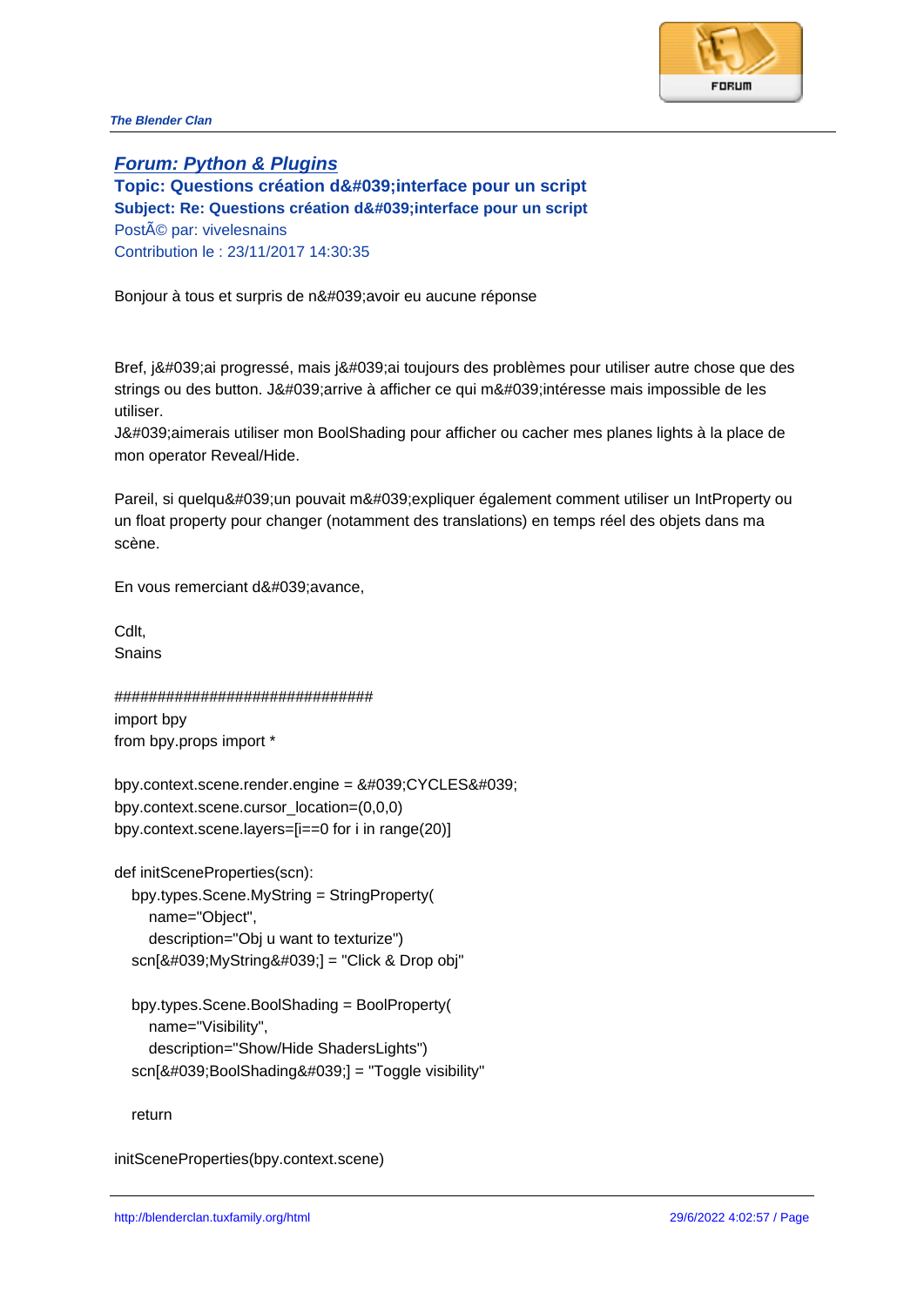**The Blender Clan**

## Forum: Python & Plugins

### Topic: Questions création d&#039;interface pour un script

#### Subject: Re: Questions création d&#039;interface pour un script

PostÃ© par: vivelesnains
Contribution le : 23/11/2017 14:30:35

Bonjour à tous et surpris de n&#039;avoir eu aucune réponse

Bref, j&#039;ai progressé, mais j&#039;ai toujours des problèmes pour utiliser autre chose que des strings ou des button. J&#039;arrive à afficher ce qui m&#039;intéresse mais impossible de les utiliser.
J&#039;aimerais utiliser mon BoolShading pour afficher ou cacher mes planes lights à la place de mon operator Reveal/Hide.

Pareil, si quelqu&#039;un pouvait m&#039;expliquer également comment utiliser un IntProperty ou un float property pour changer (notamment des translations) en temps réel des objets dans ma scène.

En vous remerciant d&#039;avance,

Cdlt,
Snains

```
##############################
import bpy
from bpy.props import *

bpy.context.scene.render.engine = &#039;CYCLES&#039;
bpy.context.scene.cursor_location=(0,0,0)
bpy.context.scene.layers=[i==0 for i in range(20)]

def initSceneProperties(scn):
    bpy.types.Scene.MyString = StringProperty(
        name="Object",
        description="Obj u want to texturize")
    scn[&#039;MyString&#039;] = "Click & Drop obj"

    bpy.types.Scene.BoolShading = BoolProperty(
        name="Visibility",
        description="Show/Hide ShadersLights")
    scn[&#039;BoolShading&#039;] = "Toggle visibility"

    return

initSceneProperties(bpy.context.scene)
```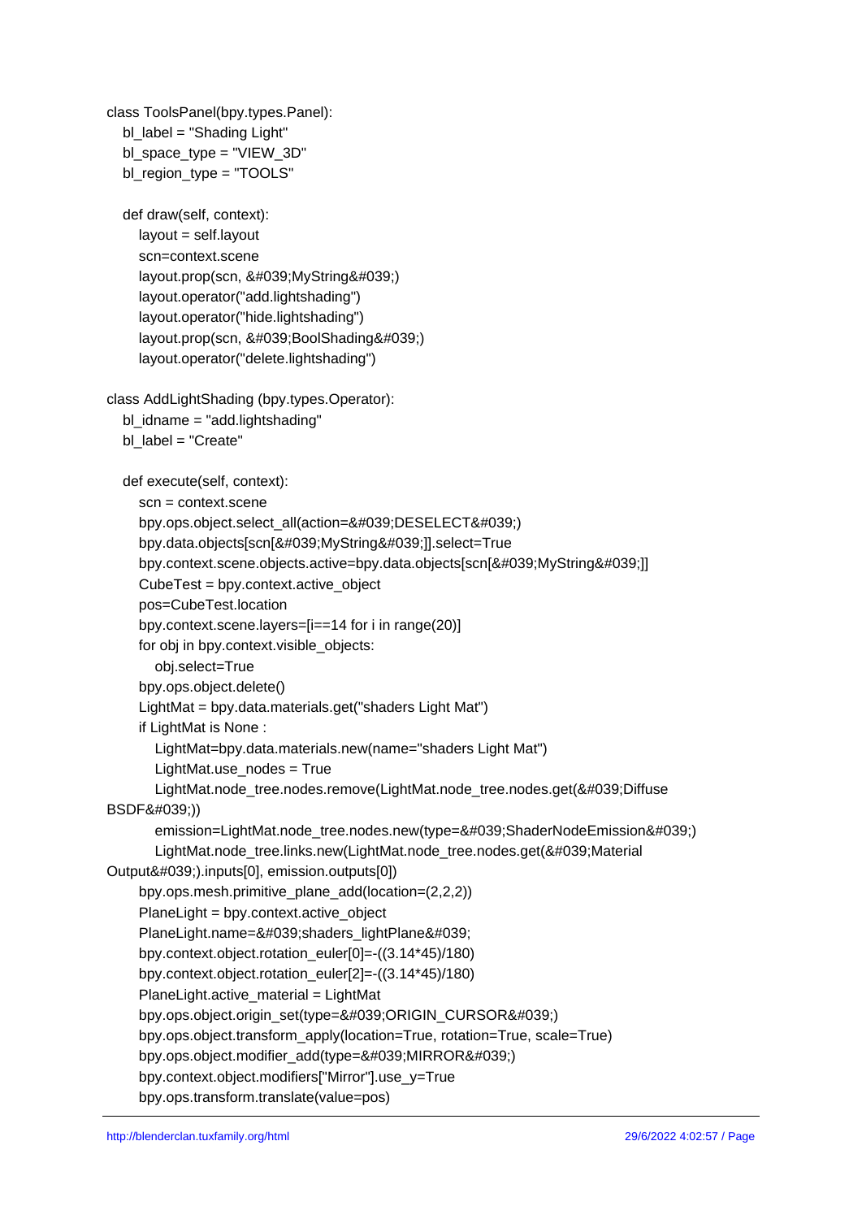```
class ToolsPanel(bpy.types.Panel):
   bl_label = "Shading Light"
   bl_space_type = "VIEW_3D"
   bl_region_type = "TOOLS"

   def draw(self, context):
      layout = self.layout
      scn=context.scene
      layout.prop(scn, &#039;MyString&#039;)
      layout.operator("add.lightshading")
      layout.operator("hide.lightshading")
      layout.prop(scn, &#039;BoolShading&#039;)
      layout.operator("delete.lightshading")

class AddLightShading (bpy.types.Operator):
   bl_idname = "add.lightshading"
   bl_label = "Create"

   def execute(self, context):
      scn = context.scene
      bpy.ops.object.select_all(action=&#039;DESELECT&#039;)
      bpy.data.objects[scn[&#039;MyString&#039;]].select=True
      bpy.context.scene.objects.active=bpy.data.objects[scn[&#039;MyString&#039;]]
      CubeTest = bpy.context.active_object
      pos=CubeTest.location
      bpy.context.scene.layers=[i==14 for i in range(20)]
      for obj in bpy.context.visible_objects:
         obj.select=True
      bpy.ops.object.delete()
      LightMat = bpy.data.materials.get("shaders Light Mat")
      if LightMat is None :
         LightMat=bpy.data.materials.new(name="shaders Light Mat")
         LightMat.use_nodes = True
         LightMat.node_tree.nodes.remove(LightMat.node_tree.nodes.get(&#039;Diffuse
BSDF&#039;))
         emission=LightMat.node_tree.nodes.new(type=&#039;ShaderNodeEmission&#039;)
         LightMat.node_tree.links.new(LightMat.node_tree.nodes.get(&#039;Material
Output&#039;).inputs[0], emission.outputs[0])
      bpy.ops.mesh.primitive_plane_add(location=(2,2,2))
      PlaneLight = bpy.context.active_object
      PlaneLight.name=&#039;shaders_lightPlane&#039;
      bpy.context.object.rotation_euler[0]=-((3.14*45)/180)
      bpy.context.object.rotation_euler[2]=-((3.14*45)/180)
      PlaneLight.active_material = LightMat
      bpy.ops.object.origin_set(type=&#039;ORIGIN_CURSOR&#039;)
      bpy.ops.object.transform_apply(location=True, rotation=True, scale=True)
      bpy.ops.object.modifier_add(type=&#039;MIRROR&#039;)
      bpy.context.object.modifiers["Mirror"].use_y=True
      bpy.ops.transform.translate(value=pos)
```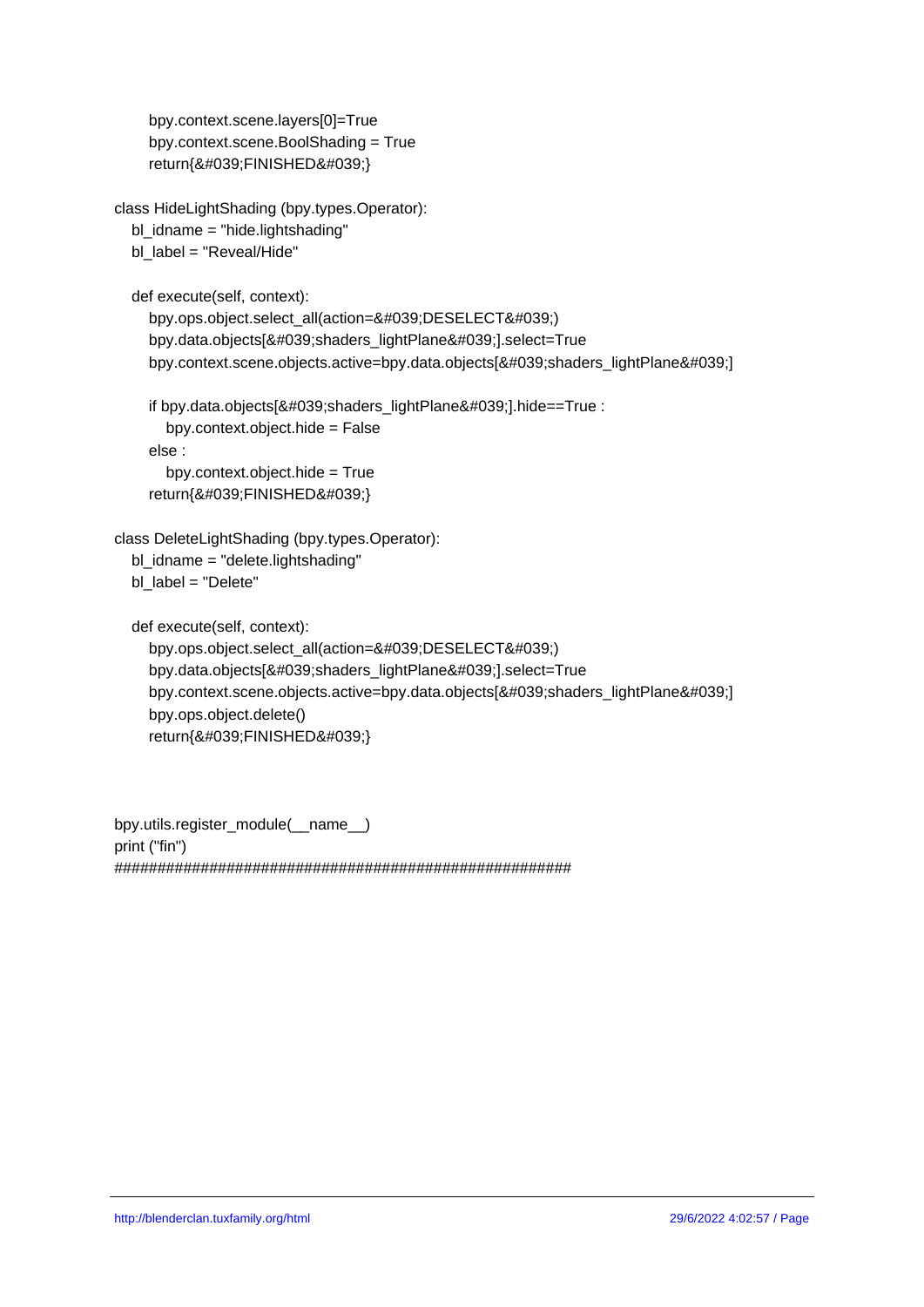```
        bpy.context.scene.layers[0]=True
        bpy.context.scene.BoolShading = True
        return{&#039;FINISHED&#039;}

class HideLightShading (bpy.types.Operator):
    bl_idname = "hide.lightshading"
    bl_label = "Reveal/Hide"

    def execute(self, context):
        bpy.ops.object.select_all(action=&#039;DESELECT&#039;)
        bpy.data.objects[&#039;shaders_lightPlane&#039;].select=True
        bpy.context.scene.objects.active=bpy.data.objects[&#039;shaders_lightPlane&#039;]

        if bpy.data.objects[&#039;shaders_lightPlane&#039;].hide==True :
            bpy.context.object.hide = False
        else :
            bpy.context.object.hide = True
        return{&#039;FINISHED&#039;}

class DeleteLightShading (bpy.types.Operator):
    bl_idname = "delete.lightshading"
    bl_label = "Delete"

    def execute(self, context):
        bpy.ops.object.select_all(action=&#039;DESELECT&#039;)
        bpy.data.objects[&#039;shaders_lightPlane&#039;].select=True
        bpy.context.scene.objects.active=bpy.data.objects[&#039;shaders_lightPlane&#039;]
        bpy.ops.object.delete()
        return{&#039;FINISHED&#039;}



bpy.utils.register_module(__name__)
print ("fin")
#####################################################
```